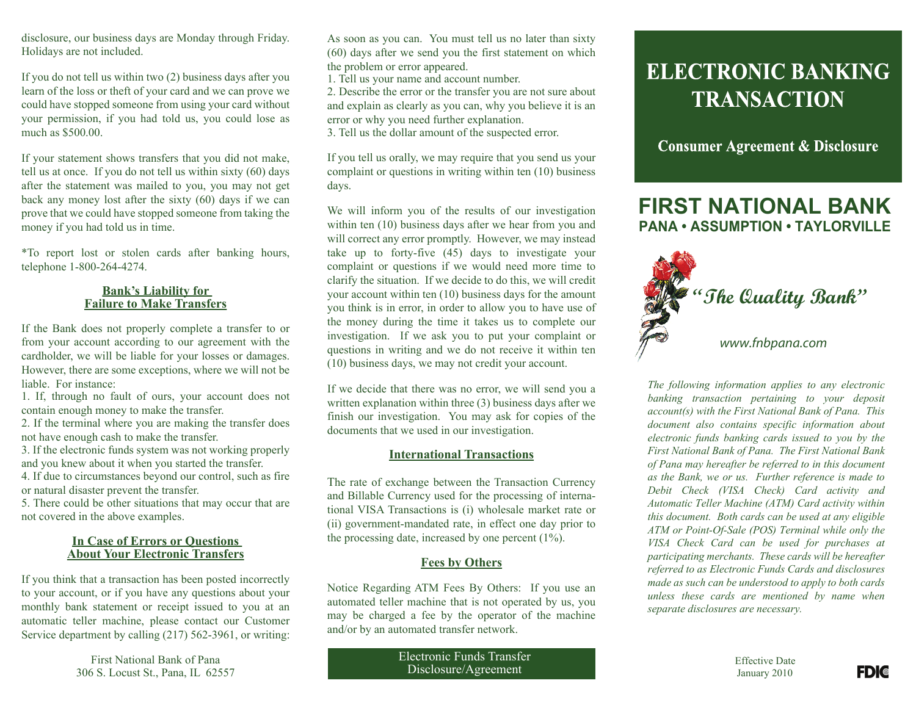disclosure, our business days are Monday through Friday. Holidays are not included.

If you do not tell us within two (2) business days after you learn of the loss or theft of your card and we can prove we could have stopped someone from using your card without your permission, if you had told us, you could lose as much as $500.00.

If your statement shows transfers that you did not make, tell us at once. If you do not tell us within sixty (60) days after the statement was mailed to you, you may not get back any money lost after the sixty (60) days if we can prove that we could have stopped someone from taking the money if you had told us in time.

*To report lost or stolen cards after banking hours, telephone 1-800-264-4274.

## Bank's Liability for Failure to Make Transfers

If the Bank does not properly complete a transfer to or from your account according to our agreement with the cardholder, we will be liable for your losses or damages. However, there are some exceptions, where we will not be liable. For instance:

1. If, through no fault of ours, your account does not contain enough money to make the transfer.
2. If the terminal where you are making the transfer does not have enough cash to make the transfer.
3. If the electronic funds system was not working properly and you knew about it when you started the transfer.
4. If due to circumstances beyond our control, such as fire or natural disaster prevent the transfer.
5. There could be other situations that may occur that are not covered in the above examples.

## In Case of Errors or Questions About Your Electronic Transfers

If you think that a transaction has been posted incorrectly to your account, or if you have any questions about your monthly bank statement or receipt issued to you at an automatic teller machine, please contact our Customer Service department by calling (217) 562-3961, or writing:

First National Bank of Pana
306 S. Locust St., Pana, IL 62557

As soon as you can. You must tell us no later than sixty (60) days after we send you the first statement on which the problem or error appeared.

1. Tell us your name and account number.
2. Describe the error or the transfer you are not sure about and explain as clearly as you can, why you believe it is an error or why you need further explanation.
3. Tell us the dollar amount of the suspected error.

If you tell us orally, we may require that you send us your complaint or questions in writing within ten (10) business days.

We will inform you of the results of our investigation within ten (10) business days after we hear from you and will correct any error promptly. However, we may instead take up to forty-five (45) days to investigate your complaint or questions if we would need more time to clarify the situation. If we decide to do this, we will credit your account within ten (10) business days for the amount you think is in error, in order to allow you to have use of the money during the time it takes us to complete our investigation. If we ask you to put your complaint or questions in writing and we do not receive it within ten (10) business days, we may not credit your account.

If we decide that there was no error, we will send you a written explanation within three (3) business days after we finish our investigation. You may ask for copies of the documents that we used in our investigation.

## International Transactions

The rate of exchange between the Transaction Currency and Billable Currency used for the processing of international VISA Transactions is (i) wholesale market rate or (ii) government-mandated rate, in effect one day prior to the processing date, increased by one percent (1%).

## Fees by Others

Notice Regarding ATM Fees By Others: If you use an automated teller machine that is not operated by us, you may be charged a fee by the operator of the machine and/or by an automated transfer network.

Electronic Funds Transfer Disclosure/Agreement

# ELECTRONIC BANKING TRANSACTION

**Consumer Agreement & Disclosure**

# FIRST NATIONAL BANK

**PANA • ASSUMPTION • TAYLORVILLE**

**"The Quality Bank"**

*www.fnbpana.com*

*The following information applies to any electronic banking transaction pertaining to your deposit account(s) with the First National Bank of Pana. This document also contains specific information about electronic funds banking cards issued to you by the First National Bank of Pana. The First National Bank of Pana may hereafter be referred to in this document as the Bank, we or us. Further reference is made to Debit Check (VISA Check) Card activity and Automatic Teller Machine (ATM) Card activity within this document. Both cards can be used at any eligible ATM or Point-Of-Sale (POS) Terminal while only the VISA Check Card can be used for purchases at participating merchants. These cards will be hereafter referred to as Electronic Funds Cards and disclosures made as such can be understood to apply to both cards unless these cards are mentioned by name when separate disclosures are necessary.*

Effective Date
January 2010

FDIC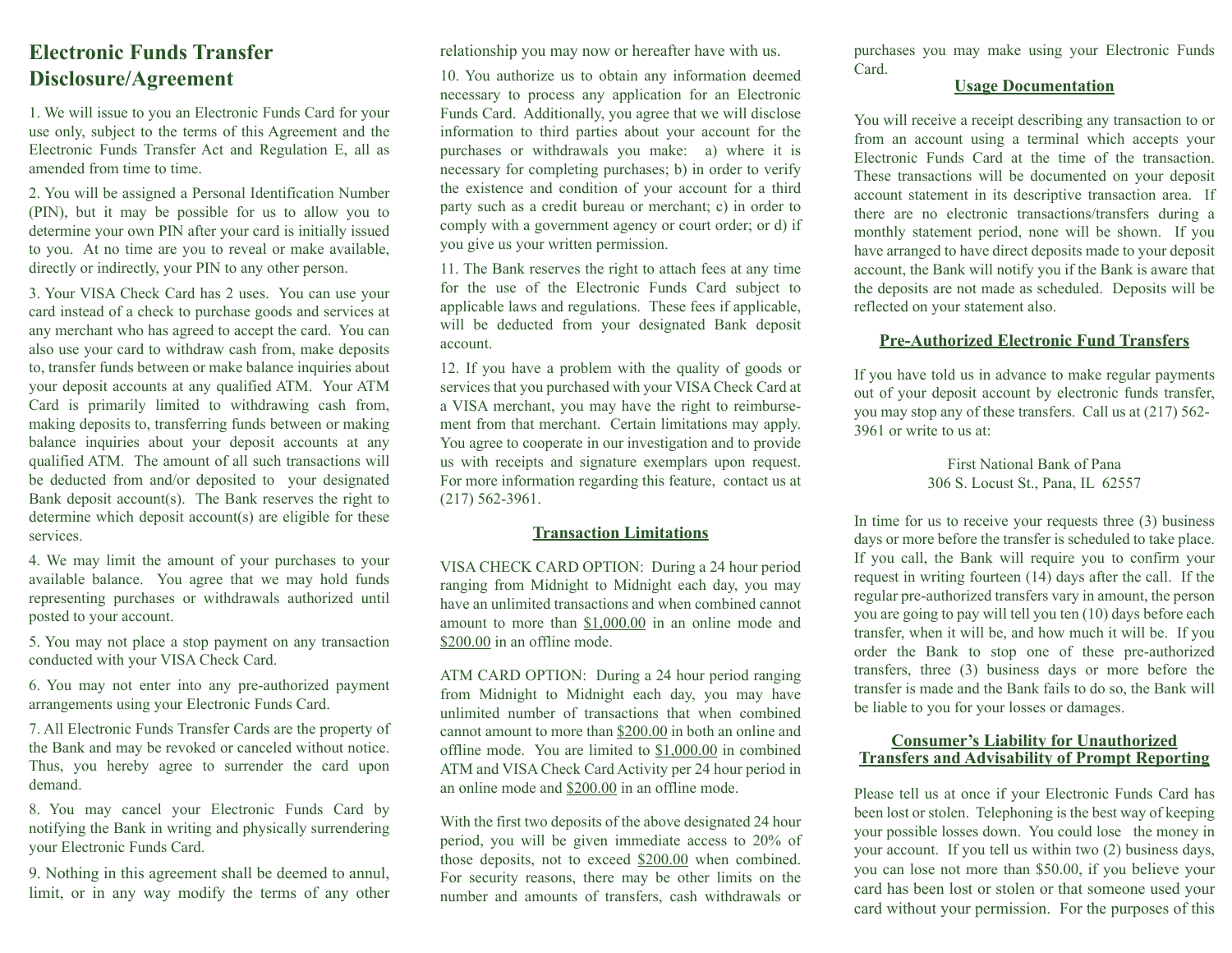# Electronic Funds Transfer Disclosure/Agreement

1. We will issue to you an Electronic Funds Card for your use only, subject to the terms of this Agreement and the Electronic Funds Transfer Act and Regulation E, all as amended from time to time.

2. You will be assigned a Personal Identification Number (PIN), but it may be possible for us to allow you to determine your own PIN after your card is initially issued to you. At no time are you to reveal or make available, directly or indirectly, your PIN to any other person.

3. Your VISA Check Card has 2 uses. You can use your card instead of a check to purchase goods and services at any merchant who has agreed to accept the card. You can also use your card to withdraw cash from, make deposits to, transfer funds between or make balance inquiries about your deposit accounts at any qualified ATM. Your ATM Card is primarily limited to withdrawing cash from, making deposits to, transferring funds between or making balance inquiries about your deposit accounts at any qualified ATM. The amount of all such transactions will be deducted from and/or deposited to your designated Bank deposit account(s). The Bank reserves the right to determine which deposit account(s) are eligible for these services.

4. We may limit the amount of your purchases to your available balance. You agree that we may hold funds representing purchases or withdrawals authorized until posted to your account.

5. You may not place a stop payment on any transaction conducted with your VISA Check Card.

6. You may not enter into any pre-authorized payment arrangements using your Electronic Funds Card.

7. All Electronic Funds Transfer Cards are the property of the Bank and may be revoked or canceled without notice. Thus, you hereby agree to surrender the card upon demand.

8. You may cancel your Electronic Funds Card by notifying the Bank in writing and physically surrendering your Electronic Funds Card.

9. Nothing in this agreement shall be deemed to annul, limit, or in any way modify the terms of any other relationship you may now or hereafter have with us.

10. You authorize us to obtain any information deemed necessary to process any application for an Electronic Funds Card. Additionally, you agree that we will disclose information to third parties about your account for the purchases or withdrawals you make: a) where it is necessary for completing purchases; b) in order to verify the existence and condition of your account for a third party such as a credit bureau or merchant; c) in order to comply with a government agency or court order; or d) if you give us your written permission.

11. The Bank reserves the right to attach fees at any time for the use of the Electronic Funds Card subject to applicable laws and regulations. These fees if applicable, will be deducted from your designated Bank deposit account.

12. If you have a problem with the quality of goods or services that you purchased with your VISA Check Card at a VISA merchant, you may have the right to reimbursement from that merchant. Certain limitations may apply. You agree to cooperate in our investigation and to provide us with receipts and signature exemplars upon request. For more information regarding this feature, contact us at (217) 562-3961.

## Transaction Limitations

VISA CHECK CARD OPTION: During a 24 hour period ranging from Midnight to Midnight each day, you may have an unlimited transactions and when combined cannot amount to more than $1,000.00 in an online mode and $200.00 in an offline mode.

ATM CARD OPTION: During a 24 hour period ranging from Midnight to Midnight each day, you may have unlimited number of transactions that when combined cannot amount to more than $200.00 in both an online and offline mode. You are limited to $1,000.00 in combined ATM and VISA Check Card Activity per 24 hour period in an online mode and $200.00 in an offline mode.

With the first two deposits of the above designated 24 hour period, you will be given immediate access to 20% of those deposits, not to exceed $200.00 when combined. For security reasons, there may be other limits on the number and amounts of transfers, cash withdrawals or purchases you may make using your Electronic Funds Card.

## Usage Documentation

You will receive a receipt describing any transaction to or from an account using a terminal which accepts your Electronic Funds Card at the time of the transaction. These transactions will be documented on your deposit account statement in its descriptive transaction area. If there are no electronic transactions/transfers during a monthly statement period, none will be shown. If you have arranged to have direct deposits made to your deposit account, the Bank will notify you if the Bank is aware that the deposits are not made as scheduled. Deposits will be reflected on your statement also.

## Pre-Authorized Electronic Fund Transfers

If you have told us in advance to make regular payments out of your deposit account by electronic funds transfer, you may stop any of these transfers. Call us at (217) 562-3961 or write to us at:

First National Bank of Pana
306 S. Locust St., Pana, IL 62557

In time for us to receive your requests three (3) business days or more before the transfer is scheduled to take place. If you call, the Bank will require you to confirm your request in writing fourteen (14) days after the call. If the regular pre-authorized transfers vary in amount, the person you are going to pay will tell you ten (10) days before each transfer, when it will be, and how much it will be. If you order the Bank to stop one of these pre-authorized transfers, three (3) business days or more before the transfer is made and the Bank fails to do so, the Bank will be liable to you for your losses or damages.

## Consumer's Liability for Unauthorized Transfers and Advisability of Prompt Reporting

Please tell us at once if your Electronic Funds Card has been lost or stolen. Telephoning is the best way of keeping your possible losses down. You could lose the money in your account. If you tell us within two (2) business days, you can lose not more than $50.00, if you believe your card has been lost or stolen or that someone used your card without your permission. For the purposes of this